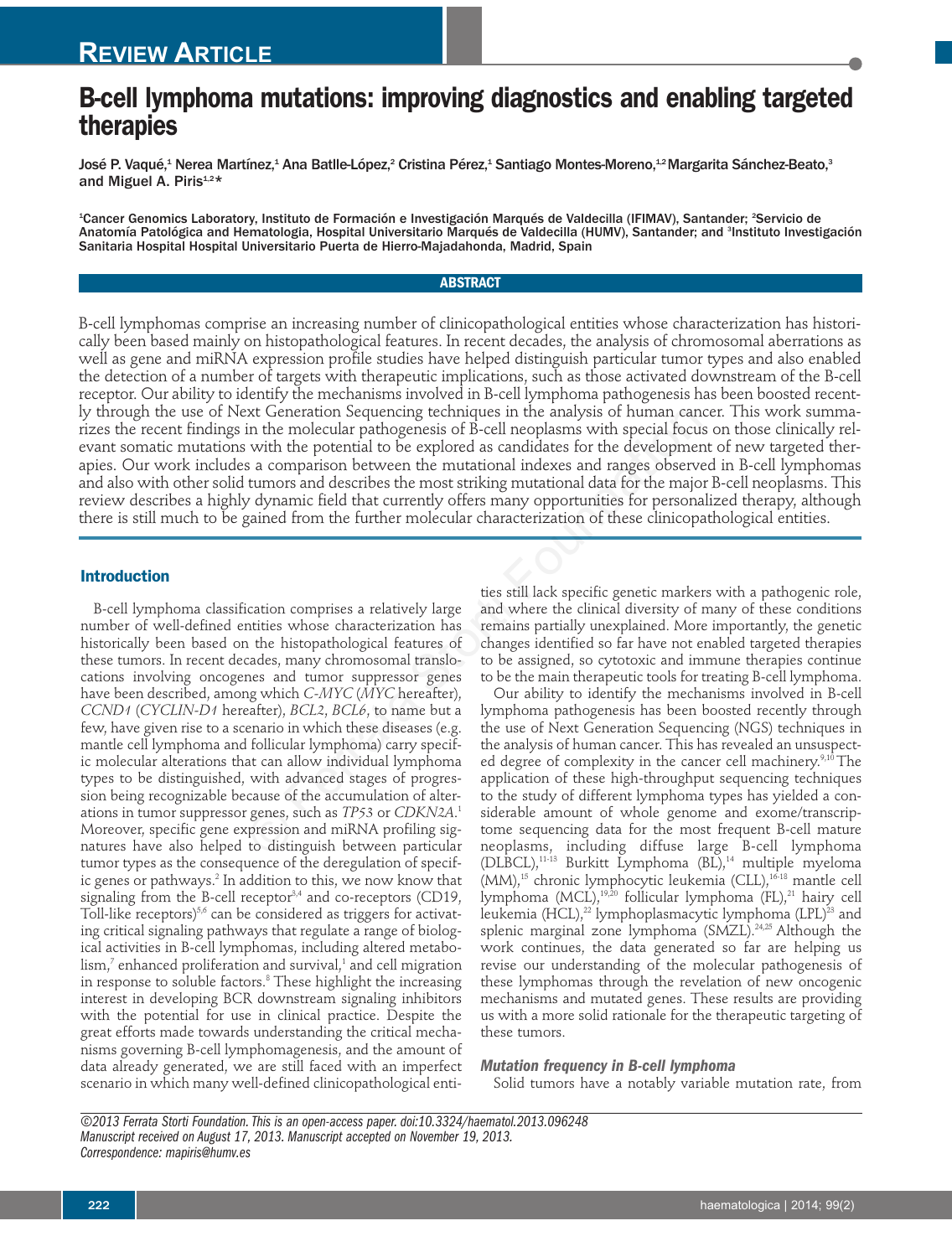# B-cell lymphoma mutations: improving diagnostics and enabling targeted therapies

José P. Vaqué,[1] Nerea Martínez,[1] Ana Batlle-López,[2] Cristina Pérez,[1] Santiago Montes-Moreno,[1,2] Margarita Sánchez-Beato,[3] and Miguel A. Piris[1,2]*

[1]Cancer Genomics Laboratory, Instituto de Formación e Investigación Marqués de Valdecilla (IFIMAV), Santander; [2]Servicio de Anatomía Patológica and Hematologia, Hospital Universitario Marqués de Valdecilla (HUMV), Santander; and [3]Instituto Investigación Sanitaria Hospital Hospital Universitario Puerta de Hierro-Majadahonda, Madrid, Spain

## ABSTRACT

B-cell lymphomas comprise an increasing number of clinicopathological entities whose characterization has historically been based mainly on histopathological features. In recent decades, the analysis of chromosomal aberrations as well as gene and miRNA expression profile studies have helped distinguish particular tumor types and also enabled the detection of a number of targets with therapeutic implications, such as those activated downstream of the B-cell receptor. Our ability to identify the mechanisms involved in B-cell lymphoma pathogenesis has been boosted recently through the use of Next Generation Sequencing techniques in the analysis of human cancer. This work summarizes the recent findings in the molecular pathogenesis of B-cell neoplasms with special focus on those clinically relevant somatic mutations with the potential to be explored as candidates for the development of new targeted therapies. Our work includes a comparison between the mutational indexes and ranges observed in B-cell lymphomas and also with other solid tumors and describes the most striking mutational data for the major B-cell neoplasms. This review describes a highly dynamic field that currently offers many opportunities for personalized therapy, although there is still much to be gained from the further molecular characterization of these clinicopathological entities.

## Introduction

B-cell lymphoma classification comprises a relatively large number of well-defined entities whose characterization has historically been based on the histopathological features of these tumors. In recent decades, many chromosomal translocations involving oncogenes and tumor suppressor genes have been described, among which *C-MYC* (*MYC* hereafter), *CCND1* (*CYCLIN-D1* hereafter), *BCL2*, *BCL6*, to name but a few, have given rise to a scenario in which these diseases (e.g. mantle cell lymphoma and follicular lymphoma) carry specific molecular alterations that can allow individual lymphoma types to be distinguished, with advanced stages of progression being recognizable because of the accumulation of alterations in tumor suppressor genes, such as *TP53* or *CDKN2A*.[1] Moreover, specific gene expression and miRNA profiling signatures have also helped to distinguish between particular tumor types as the consequence of the deregulation of specific genes or pathways.[2] In addition to this, we now know that signaling from the B-cell receptor[3,4] and co-receptors (CD19, Toll-like receptors)[5,6] can be considered as triggers for activating critical signaling pathways that regulate a range of biological activities in B-cell lymphomas, including altered metabolism,[7] enhanced proliferation and survival,[1] and cell migration in response to soluble factors.[8] These highlight the increasing interest in developing BCR downstream signaling inhibitors with the potential for use in clinical practice. Despite the great efforts made towards understanding the critical mechanisms governing B-cell lymphomagenesis, and the amount of data already generated, we are still faced with an imperfect scenario in which many well-defined clinicopathological entities still lack specific genetic markers with a pathogenic role, and where the clinical diversity of many of these conditions remains partially unexplained. More importantly, the genetic changes identified so far have not enabled targeted therapies to be assigned, so cytotoxic and immune therapies continue to be the main therapeutic tools for treating B-cell lymphoma.

Our ability to identify the mechanisms involved in B-cell lymphoma pathogenesis has been boosted recently through the use of Next Generation Sequencing (NGS) techniques in the analysis of human cancer. This has revealed an unsuspected degree of complexity in the cancer cell machinery.[9,10] The application of these high-throughput sequencing techniques to the study of different lymphoma types has yielded a considerable amount of whole genome and exome/transcriptome sequencing data for the most frequent B-cell mature neoplasms, including diffuse large B-cell lymphoma (DLBCL),[11-13] Burkitt Lymphoma (BL),[14] multiple myeloma (MM),[15] chronic lymphocytic leukemia (CLL),[16-18] mantle cell lymphoma (MCL),[19,20] follicular lymphoma (FL),[21] hairy cell leukemia (HCL),[22] lymphoplasmacytic lymphoma (LPL)[23] and splenic marginal zone lymphoma (SMZL).[24,25] Although the work continues, the data generated so far are helping us revise our understanding of the molecular pathogenesis of these lymphomas through the revelation of new oncogenic mechanisms and mutated genes. These results are providing us with a more solid rationale for the therapeutic targeting of these tumors.

### Mutation frequency in B-cell lymphoma

Solid tumors have a notably variable mutation rate, from

©2013 Ferrata Storti Foundation. This is an open-access paper. doi:10.3324/haematol.2013.096248
Manuscript received on August 17, 2013. Manuscript accepted on November 19, 2013.
Correspondence: mapiris@humv.es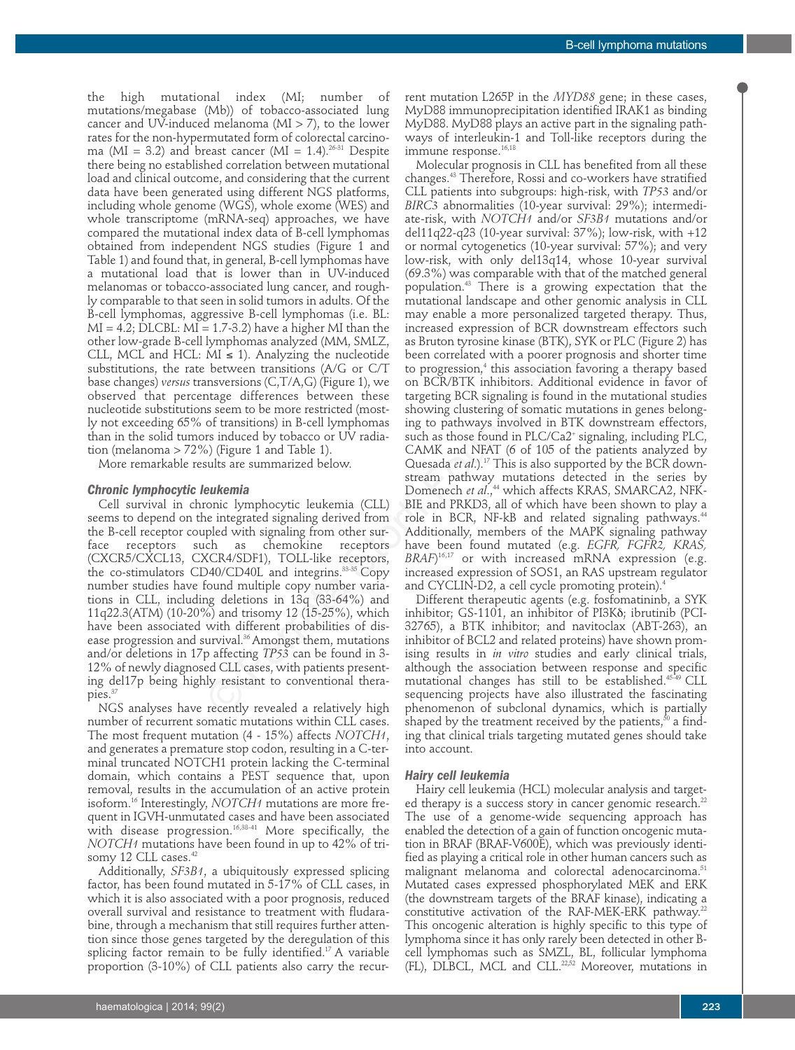the high mutational index (MI; number of mutations/megabase (Mb)) of tobacco-associated lung cancer and UV-induced melanoma (MI > 7), to the lower rates for the non-hypermutated form of colorectal carcinoma (MI = 3.2) and breast cancer (MI = 1.4).[26-31] Despite there being no established correlation between mutational load and clinical outcome, and considering that the current data have been generated using different NGS platforms, including whole genome (WGS), whole exome (WES) and whole transcriptome (mRNA-seq) approaches, we have compared the mutational index data of B-cell lymphomas obtained from independent NGS studies (Figure 1 and Table 1) and found that, in general, B-cell lymphomas have a mutational load that is lower than in UV-induced melanomas or tobacco-associated lung cancer, and roughly comparable to that seen in solid tumors in adults. Of the B-cell lymphomas, aggressive B-cell lymphomas (i.e. BL: MI = 4.2; DLCBL: MI = 1.7-3.2) have a higher MI than the other low-grade B-cell lymphomas analyzed (MM, SMLZ, CLL, MCL and HCL: MI ≤ 1). Analyzing the nucleotide substitutions, the rate between transitions (A/G or C/T base changes) *versus* transversions (C,T/A,G) (Figure 1), we observed that percentage differences between these nucleotide substitutions seem to be more restricted (mostly not exceeding 65% of transitions) in B-cell lymphomas than in the solid tumors induced by tobacco or UV radiation (melanoma > 72%) (Figure 1 and Table 1).

More remarkable results are summarized below.

### Chronic lymphocytic leukemia

Cell survival in chronic lymphocytic leukemia (CLL) seems to depend on the integrated signaling derived from the B-cell receptor coupled with signaling from other surface receptors such as chemokine receptors (CXCR5/CXCL13, CXCR4/SDF1), TOLL-like receptors, the co-stimulators CD40/CD40L and integrins.[33-35] Copy number studies have found multiple copy number variations in CLL, including deletions in 13q (33-64%) and 11q22.3(ATM) (10-20%) and trisomy 12 (15-25%), which have been associated with different probabilities of disease progression and survival.[36] Amongst them, mutations and/or deletions in 17p affecting *TP53* can be found in 3-12% of newly diagnosed CLL cases, with patients presenting del17p being highly resistant to conventional therapies.[37]

NGS analyses have recently revealed a relatively high number of recurrent somatic mutations within CLL cases. The most frequent mutation (4 - 15%) affects *NOTCH1*, and generates a premature stop codon, resulting in a C-terminal truncated NOTCH1 protein lacking the C-terminal domain, which contains a PEST sequence that, upon removal, results in the accumulation of an active protein isoform.[16] Interestingly, *NOTCH1* mutations are more frequent in IGVH-unmutated cases and have been associated with disease progression.[16,38-41] More specifically, the *NOTCH1* mutations have been found in up to 42% of trisomy 12 CLL cases.[42]

Additionally, *SF3B1*, a ubiquitously expressed splicing factor, has been found mutated in 5-17% of CLL cases, in which it is also associated with a poor prognosis, reduced overall survival and resistance to treatment with fludarabine, through a mechanism that still requires further attention since those genes targeted by the deregulation of this splicing factor remain to be fully identified.[17] A variable proportion (3-10%) of CLL patients also carry the recurrent mutation L265P in the *MYD88* gene; in these cases, MyD88 immunoprecipitation identified IRAK1 as binding MyD88. MyD88 plays an active part in the signaling pathways of interleukin-1 and Toll-like receptors during the immune response.[16,18]

Molecular prognosis in CLL has benefited from all these changes.[43] Therefore, Rossi and co-workers have stratified CLL patients into subgroups: high-risk, with *TP53* and/or *BIRC3* abnormalities (10-year survival: 29%); intermediate-risk, with *NOTCH1* and/or *SF3B1* mutations and/or del11q22-q23 (10-year survival: 37%); low-risk, with +12 or normal cytogenetics (10-year survival: 57%); and very low-risk, with only del13q14, whose 10-year survival (69.3%) was comparable with that of the matched general population.[43] There is a growing expectation that the mutational landscape and other genomic analysis in CLL may enable a more personalized targeted therapy. Thus, increased expression of BCR downstream effectors such as Bruton tyrosine kinase (BTK), SYK or PLC (Figure 2) has been correlated with a poorer prognosis and shorter time to progression,[4] this association favoring a therapy based on BCR/BTK inhibitors. Additional evidence in favor of targeting BCR signaling is found in the mutational studies showing clustering of somatic mutations in genes belonging to pathways involved in BTK downstream effectors, such as those found in PLC/$Ca2^{+}$ signaling, including PLC, CAMK and NFAT (6 of 105 of the patients analyzed by Quesada *et al.*).[17] This is also supported by the BCR downstream pathway mutations detected in the series by Domenech *et al.*,[44] which affects KRAS, SMARCA2, NFKBIE and PRKD3, all of which have been shown to play a role in BCR, NF-kB and related signaling pathways.[44] Additionally, members of the MAPK signaling pathway have been found mutated (e.g. *EGFR, FGFR2, KRAS, BRAF*)[16,17] or with increased mRNA expression (e.g. increased expression of SOS1, an RAS upstream regulator and CYCLIN-D2, a cell cycle promoting protein).[4]

Different therapeutic agents (e.g. fosfomatininb, a SYK inhibitor; GS-1101, an inhibitor of PI3Kδ; ibrutinib (PCI-32765), a BTK inhibitor; and navitoclax (ABT-263), an inhibitor of BCL2 and related proteins) have shown promising results in *in vitro* studies and early clinical trials, although the association between response and specific mutational changes has still to be established.[45-49] CLL sequencing projects have also illustrated the fascinating phenomenon of subclonal dynamics, which is partially shaped by the treatment received by the patients,[50] a finding that clinical trials targeting mutated genes should take into account.

### Hairy cell leukemia

Hairy cell leukemia (HCL) molecular analysis and targeted therapy is a success story in cancer genomic research.[22] The use of a genome-wide sequencing approach has enabled the detection of a gain of function oncogenic mutation in BRAF (BRAF-V600E), which was previously identified as playing a critical role in other human cancers such as malignant melanoma and colorectal adenocarcinoma.[51] Mutated cases expressed phosphorylated MEK and ERK (the downstream targets of the BRAF kinase), indicating a constitutive activation of the RAF-MEK-ERK pathway.[22] This oncogenic alteration is highly specific to this type of lymphoma since it has only rarely been detected in other B-cell lymphomas such as SMZL, BL, follicular lymphoma (FL), DLBCL, MCL and CLL.[22,52] Moreover, mutations in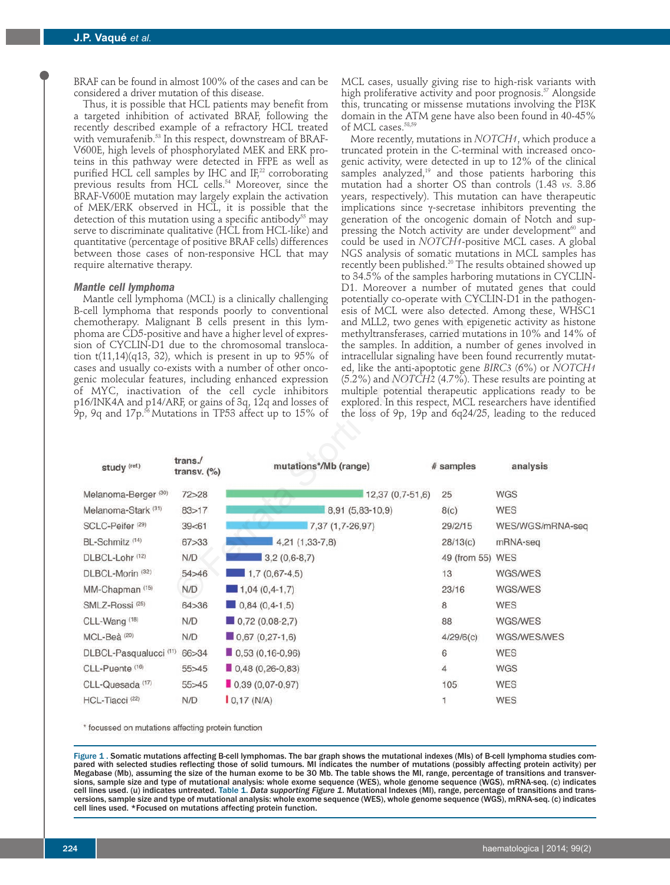BRAF can be found in almost 100% of the cases and can be considered a driver mutation of this disease.

Thus, it is possible that HCL patients may benefit from a targeted inhibition of activated BRAF, following the recently described example of a refractory HCL treated with vemurafenib.[53] In this respect, downstream of BRAF-V600E, high levels of phosphorylated MEK and ERK proteins in this pathway were detected in FFPE as well as purified HCL cell samples by IHC and IF,[22] corroborating previous results from HCL cells.[54] Moreover, since the BRAF-V600E mutation may largely explain the activation of MEK/ERK observed in HCL, it is possible that the detection of this mutation using a specific antibody[55] may serve to discriminate qualitative (HCL from HCL-like) and quantitative (percentage of positive BRAF cells) differences between those cases of non-responsive HCL that may require alternative therapy.

### Mantle cell lymphoma

Mantle cell lymphoma (MCL) is a clinically challenging B-cell lymphoma that responds poorly to conventional chemotherapy. Malignant B cells present in this lymphoma are CD5-positive and have a higher level of expression of CYCLIN-D1 due to the chromosomal translocation t(11,14)(q13, 32), which is present in up to 95% of cases and usually co-exists with a number of other oncogenic molecular features, including enhanced expression of MYC, inactivation of the cell cycle inhibitors p16/INK4A and p14/ARF, or gains of 3q, 12q and losses of 9p, 9q and 17p.[56] Mutations in TP53 affect up to 15% of MCL cases, usually giving rise to high-risk variants with high proliferative activity and poor prognosis.[57] Alongside this, truncating or missense mutations involving the PI3K domain in the ATM gene have also been found in 40-45% of MCL cases.[58,59]

More recently, mutations in *NOTCH1*, which produce a truncated protein in the C-terminal with increased oncogenic activity, were detected in up to 12% of the clinical samples analyzed,[19] and those patients harboring this mutation had a shorter OS than controls (1.43 *vs.* 3.86 years, respectively). This mutation can have therapeutic implications since γ-secretase inhibitors preventing the generation of the oncogenic domain of Notch and suppressing the Notch activity are under development[60] and could be used in *NOTCH1*-positive MCL cases. A global NGS analysis of somatic mutations in MCL samples has recently been published.[20] The results obtained showed up to 34.5% of the samples harboring mutations in CYCLIN-D1. Moreover a number of mutated genes that could potentially co-operate with CYCLIN-D1 in the pathogenesis of MCL were also detected. Among these, WHSC1 and MLL2, two genes with epigenetic activity as histone methyltransferases, carried mutations in 10% and 14% of the samples. In addition, a number of genes involved in intracellular signaling have been found recurrently mutated, like the anti-apoptotic gene *BIRC3* (6%) or *NOTCH1* (5.2%) and *NOTCH2* (4.7%). These results are pointing at multiple potential therapeutic applications ready to be explored. In this respect, MCL researchers have identified the loss of 9p, 19p and 6q24/25, leading to the reduced

| study (ref.) | trans./transv. (%) | mutations*/Mb (range) | # samples | analysis |
|---|---|---|---|---|
| Melanoma-Berger (30) | 72>28 | 12,37 (0,7-51,6) | 25 | WGS |
| Melanoma-Stark (31) | 83>17 | 8,91 (5,83-10,9) | 8(c) | WES |
| SCLC-Peifer (29) | 39<61 | 7,37 (1,7-26,97) | 29/2/15 | WES/WGS/mRNA-seq |
| BL-Schmitz (14) | 67>33 | 4,21 (1,33-7,8) | 28/13(c) | mRNA-seq |
| DLBCL-Lohr (12) | N/D | 3,2 (0,6-8,7) | 49 (from 55) | WES |
| DLBCL-Morin (32) | 54>46 | 1,7 (0,67-4,5) | 13 | WGS/WES |
| MM-Chapman (15) | N/D | 1,04 (0,4-1,7) | 23/16 | WGS/WES |
| SMLZ-Rossi (25) | 64>36 | 0,84 (0,4-1,5) | 8 | WES |
| CLL-Wang (18) | N/D | 0,72 (0,08-2,7) | 88 | WGS/WES |
| MCL-Beà (20) | N/D | 0,67 (0,27-1,6) | 4/29/6(c) | WGS/WES/WES |
| DLBCL-Pasqualucci (11) | 66>34 | 0,53 (0,16-0,96) | 6 | WES |
| CLL-Puente (16) | 55>45 | 0,48 (0,26-0,83) | 4 | WGS |
| CLL-Quesada (17) | 55>45 | 0,39 (0,07-0,97) | 105 | WES |
| HCL-Tiacci (22) | N/D | 0,17 (N/A) | 1 | WES |

* focussed on mutations affecting protein function

Figure 1. Somatic mutations affecting B-cell lymphomas. The bar graph shows the mutational indexes (MIs) of B-cell lymphoma studies compared with selected studies reflecting those of solid tumours. MI indicates the number of mutations (possibly affecting protein activity) per Megabase (Mb), assuming the size of the human exome to be 30 Mb. The table shows the MI, range, percentage of transitions and transversions, sample size and type of mutational analysis: whole exome sequence (WES), whole genome sequence (WGS), mRNA-seq. (c) indicates cell lines used. (u) indicates untreated. Table 1. *Data supporting Figure 1.* Mutational Indexes (MI), range, percentage of transitions and transversions, sample size and type of mutational analysis: whole exome sequence (WES), whole genome sequence (WGS), mRNA-seq. (c) indicates cell lines used. *Focused on mutations affecting protein function.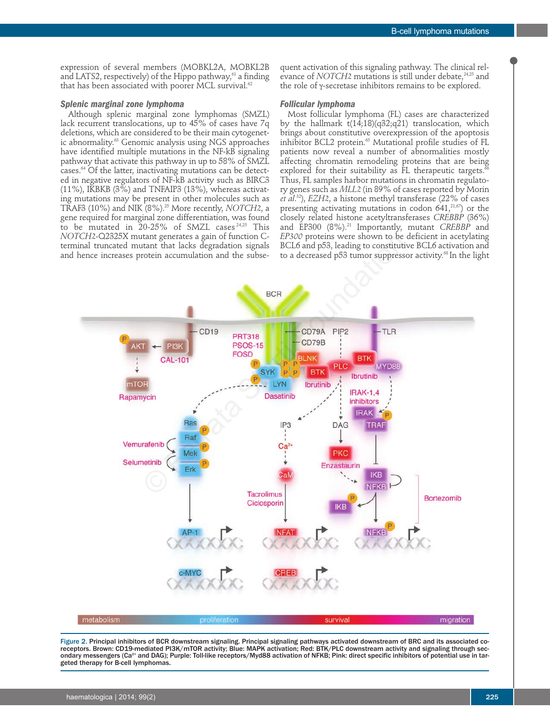expression of several members (MOBKL2A, MOBKL2B and LATS2, respectively) of the Hippo pathway,[61] a finding that has been associated with poorer MCL survival.[62]

### *Splenic marginal zone lymphoma*

Although splenic marginal zone lymphomas (SMZL) lack recurrent translocations, up to 45% of cases have 7q deletions, which are considered to be their main cytogenetic abnormality.[63] Genomic analysis using NGS approaches have identified multiple mutations in the NF-kB signaling pathway that activate this pathway in up to 58% of SMZL cases.[64] Of the latter, inactivating mutations can be detected in negative regulators of NF-kB activity such as BIRC3 (11%), IKBKB (3%) and TNFAIP3 (13%), whereas activating mutations may be present in other molecules such as TRAF3 (10%) and NIK (8%).[25] More recently, *NOTCH2*, a gene required for marginal zone differentiation, was found to be mutated in 20-25% of SMZL cases.[24,25] This *NOTCH2*-Q2325X mutant generates a gain of function C-terminal truncated mutant that lacks degradation signals and hence increases protein accumulation and the subsequent activation of this signaling pathway. The clinical relevance of *NOTCH2* mutations is still under debate,[24,25] and the role of γ-secretase inhibitors remains to be explored.

### *Follicular lymphoma*

Most follicular lymphoma (FL) cases are characterized by the hallmark t(14;18)(q32;q21) translocation, which brings about constitutive overexpression of the apoptosis inhibitor BCL2 protein.[65] Mutational profile studies of FL patients now reveal a number of abnormalities mostly affecting chromatin remodeling proteins that are being explored for their suitability as FL therapeutic targets.[66] Thus, FL samples harbor mutations in chromatin regulatory genes such as *MLL2* (in 89% of cases reported by Morin *et al.*[32]), *EZH2*, a histone methyl transferase (22% of cases presenting activating mutations in codon 641,[21,67]) or the closely related histone acetyltransferases *CREBBP* (36%) and EP300 (8%).[21] Importantly, mutant *CREBBP* and *EP300* proteins were shown to be deficient in acetylating BCL6 and p53, leading to constitutive BCL6 activation and to a decreased p53 tumor suppressor activity.[68] In the light

**Figure 2.** Principal inhibitors of BCR downstream signaling. Principal signaling pathways activated downstream of BRC and its associated co-receptors. Brown: CD19-mediated PI3K/mTOR activity; Blue: MAPK activation; Red: BTK/PLC downstream activity and signaling through secondary messengers ($Ca^{2+}$ and DAG); Purple: Toll-like receptors/Myd88 activation of NFKB; Pink: direct specific inhibitors of potential use in targeted therapy for B-cell lymphomas.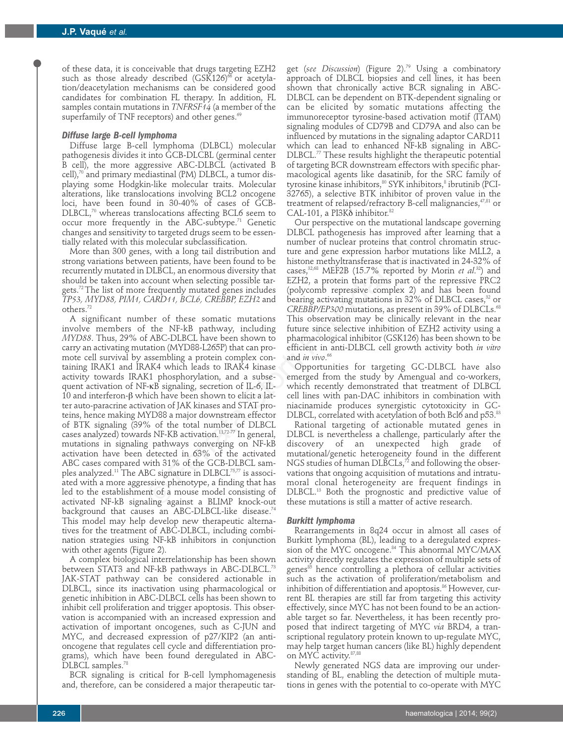of these data, it is conceivable that drugs targeting EZH2 such as those already described (GSK126)[66] or acetylation/deacetylation mechanisms can be considered good candidates for combination FL therapy. In addition, FL samples contain mutations in *TNFRSF14* (a member of the superfamily of TNF receptors) and other genes.[69]

### Diffuse large B-cell lymphoma

Diffuse large B-cell lymphoma (DLBCL) molecular pathogenesis divides it into GCB-DLCBL (germinal center B cell), the more aggressive ABC-DLBCL (activated B cell),[70] and primary mediastinal (PM) DLBCL, a tumor displaying some Hodgkin-like molecular traits. Molecular alterations, like translocations involving BCL2 oncogene loci, have been found in 30-40% of cases of GCB-DLBCL,[70] whereas translocations affecting BCL6 seem to occur more frequently in the ABC-subtype.[71] Genetic changes and sensitivity to targeted drugs seem to be essentially related with this molecular subclassification.

More than 300 genes, with a long tail distribution and strong variations between patients, have been found to be recurrently mutated in DLBCL, an enormous diversity that should be taken into account when selecting possible targets.[72] The list of more frequently mutated genes includes *TP53, MYD88, PIM1, CARD11, BCL6, CREBBP, EZH2* and others.[72]

A significant number of these somatic mutations involve members of the NF-kB pathway, including *MYD88*. Thus, 29% of ABC-DLBCL have been shown to carry an activating mutation (MYD88-L265P) that can promote cell survival by assembling a protein complex containing IRAK1 and IRAK4 which leads to IRAK4 kinase activity towards IRAK1 phosphorylation, and a subsequent activation of NF-κB signaling, secretion of IL-6, IL-10 and interferon-β which have been shown to elicit a latter auto-paracrine activation of JAK kinases and STAT proteins, hence making MYD88 a major downstream effector of BTK signaling (39% of the total number of DLBCL cases analyzed) towards NF-kB activation.[11,72-77] In general, mutations in signaling pathways converging on NF-kB activation have been detected in 63% of the activated ABC cases compared with 31% of the GCB-DLBCL samples analyzed.[11] The ABC signature in DLBCL[75,77] is associated with a more aggressive phenotype, a finding that has led to the establishment of a mouse model consisting of activated NF-kB signaling against a BLIMP knock-out background that causes an ABC-DLBCL-like disease.[74] This model may help develop new therapeutic alternatives for the treatment of ABC-DLBCL, including combination strategies using NF-kB inhibitors in conjunction with other agents (Figure 2).

A complex biological interrelationship has been shown between STAT3 and NF-kB pathways in ABC-DLBCL.[73] JAK-STAT pathway can be considered actionable in DLBCL, since its inactivation using pharmacological or genetic inhibition in ABC-DLBCL cells has been shown to inhibit cell proliferation and trigger apoptosis. This observation is accompanied with an increased expression and activation of important oncogenes, such as C-JUN and MYC, and decreased expression of p27/KIP2 (an anti-oncogene that regulates cell cycle and differentiation programs), which have been found deregulated in ABC-DLBCL samples.[78]

BCR signaling is critical for B-cell lymphomagenesis and, therefore, can be considered a major therapeutic target (*see Discussion*) (Figure 2).[79] Using a combinatory approach of DLBCL biopsies and cell lines, it has been shown that chronically active BCR signaling in ABC-DLBCL can be dependent on BTK-dependent signaling or can be elicited by somatic mutations affecting the immunoreceptor tyrosine-based activation motif (ITAM) signaling modules of CD79B and CD79A and also can be influenced by mutations in the signaling adaptor CARD11 which can lead to enhanced NF-kB signaling in ABC-DLBCL.[77] These results highlight the therapeutic potential of targeting BCR downstream effectors with specific pharmacological agents like dasatinib, for the SRC family of tyrosine kinase inhibitors,[80] SYK inhibitors,[8] ibrutinib (PCI-32765), a selective BTK inhibitor of proven value in the treatment of relapsed/refractory B-cell malignancies,[47,81] or CAL-101, a PI3Kδ inhibitor.[82]

Our perspective on the mutational landscape governing DLBCL pathogenesis has improved after learning that a number of nuclear proteins that control chromatin structure and gene expression harbor mutations like MLL2, a histone methyltransferase that is inactivated in 24-32% of cases,[32,68] MEF2B (15.7% reported by Morin *et al.*[32]) and EZH2, a protein that forms part of the repressive PRC2 (polycomb repressive complex 2) and has been found bearing activating mutations in 32% of DLBCL cases,[32] or *CREBBP/EP300* mutations, as present in 39% of DLBCLs.[68] This observation may be clinically relevant in the near future since selective inhibition of EZH2 activity using a pharmacological inhibitor (GSK126) has been shown to be efficient in anti-DLBCL cell growth activity both *in vitro* and *in vivo*.[66]

Opportunities for targeting GC-DLBCL have also emerged from the study by Amengual and co-workers, which recently demonstrated that treatment of DLBCL cell lines with pan-DAC inhibitors in combination with niacinamide produces synergistic cytotoxicity in GC-DLBCL, correlated with acetylation of both Bcl6 and p53.[83]

Rational targeting of actionable mutated genes in DLBCL is nevertheless a challenge, particularly after the discovery of an unexpected high grade of mutational/genetic heterogeneity found in the different NGS studies of human DLBCLs,[72] and following the observations that ongoing acquisition of mutations and intratumoral clonal heterogeneity are frequent findings in DLBCL.[13] Both the prognostic and predictive value of these mutations is still a matter of active research.

### Burkitt lymphoma

Rearrangements in 8q24 occur in almost all cases of Burkitt lymphoma (BL), leading to a deregulated expression of the MYC oncogene.[84] This abnormal MYC/MAX activity directly regulates the expression of multiple sets of genes[85] hence controlling a plethora of cellular activities such as the activation of proliferation/metabolism and inhibition of differentiation and apoptosis.[86] However, current BL therapies are still far from targeting this activity effectively, since MYC has not been found to be an actionable target so far. Nevertheless, it has been recently proposed that indirect targeting of MYC *via* BRD4, a transcriptional regulatory protein known to up-regulate MYC, may help target human cancers (like BL) highly dependent on MYC activity.[87,88]

Newly generated NGS data are improving our understanding of BL, enabling the detection of multiple mutations in genes with the potential to co-operate with MYC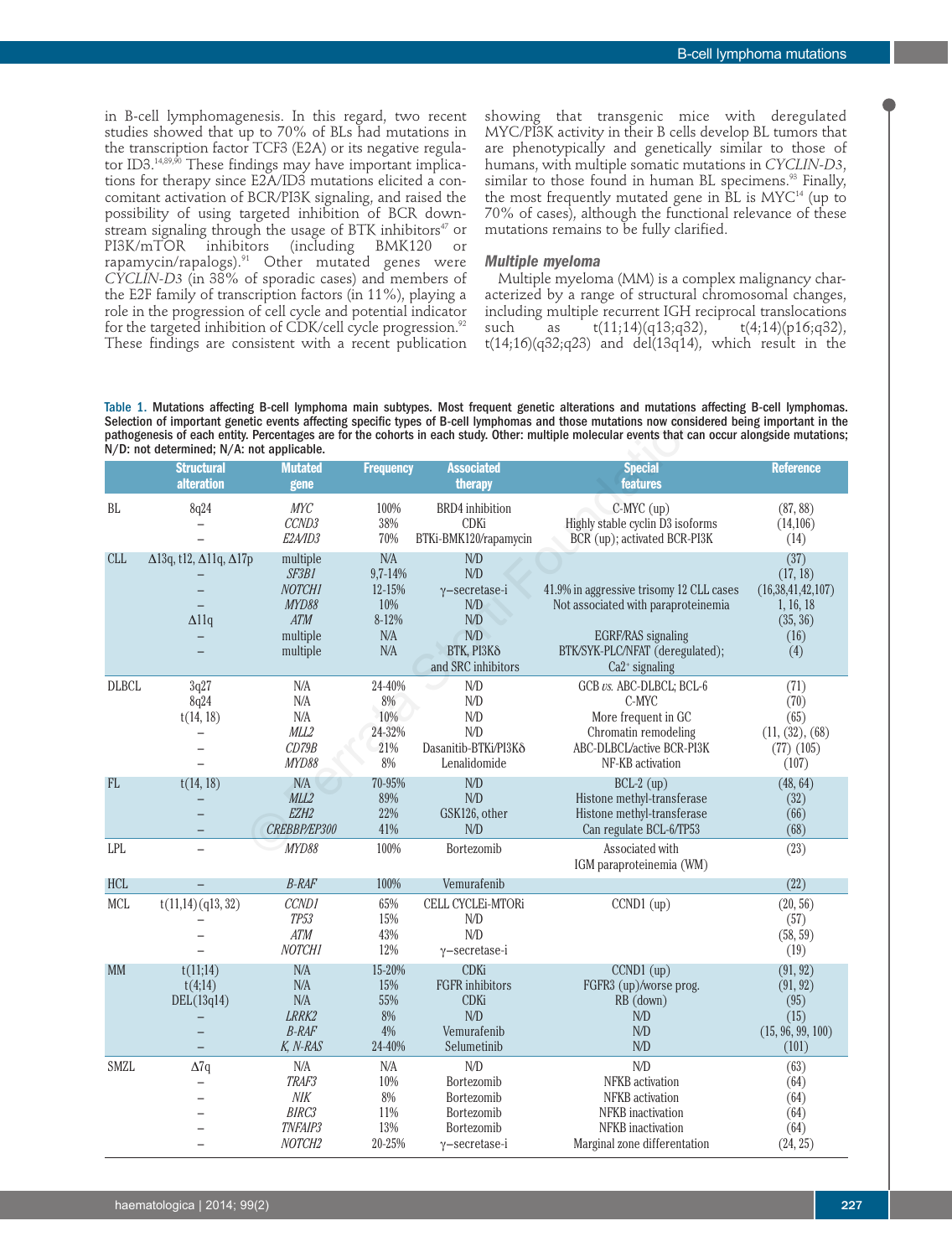in B-cell lymphomagenesis. In this regard, two recent studies showed that up to 70% of BLs had mutations in the transcription factor TCF3 (E2A) or its negative regulator ID3.[14,89,90] These findings may have important implications for therapy since E2A/ID3 mutations elicited a concomitant activation of BCR/PI3K signaling, and raised the possibility of using targeted inhibition of BCR downstream signaling through the usage of BTK inhibitors[47] or PI3K/mTOR inhibitors (including BMK120 or rapamycin/rapalogs).[91] Other mutated genes were *CYCLIN-D3* (in 38% of sporadic cases) and members of the E2F family of transcription factors (in 11%), playing a role in the progression of cell cycle and potential indicator for the targeted inhibition of CDK/cell cycle progression.[92] These findings are consistent with a recent publication showing that transgenic mice with deregulated MYC/PI3K activity in their B cells develop BL tumors that are phenotypically and genetically similar to those of humans, with multiple somatic mutations in *CYCLIN-D3*, similar to those found in human BL specimens.[93] Finally, the most frequently mutated gene in BL is MYC[14] (up to 70% of cases), although the functional relevance of these mutations remains to be fully clarified.

### *Multiple myeloma*

Multiple myeloma (MM) is a complex malignancy characterized by a range of structural chromosomal changes, including multiple recurrent IGH reciprocal translocations such as t(11;14)(q13;q32), t(4;14)(p16;q32), t(14;16)(q32;q23) and del(13q14), which result in the

**Table 1.** Mutations affecting B-cell lymphoma main subtypes. Most frequent genetic alterations and mutations affecting B-cell lymphomas. Selection of important genetic events affecting specific types of B-cell lymphomas and those mutations now considered being important in the pathogenesis of each entity. Percentages are for the cohorts in each study. Other: multiple molecular events that can occur alongside mutations; N/D: not determined; N/A: not applicable.

| | Structural alteration | Mutated gene | Frequency | Associated therapy | Special features | Reference |
|---|---|---|---|---|---|---|
| BL | 8q24 | *MYC* | 100% | BRD4 inhibition | C-MYC (up) | (87, 88) |
| | – | *CCND3* | 38% | CDKi | Highly stable cyclin D3 isoforms | (14,106) |
| | – | *E2A/ID3* | 70% | BTKi-BMK120/rapamycin | BCR (up); activated BCR-PI3K | (14) |
| CLL | Δ13q, t12, Δ11q, Δ17p | multiple | N/A | N/D | | (37) |
| | – | *SF3B1* | 9,7-14% | N/D | | (17, 18) |
| | – | *NOTCH1* | 12-15% | γ−secretase-i | 41.9% in aggressive trisomy 12 CLL cases | (16,38,41,42,107) |
| | – | *MYD88* | 10% | N/D | Not associated with paraproteinemia | 1, 16, 18 |
| | Δ11q | *ATM* | 8-12% | N/D | | (35, 36) |
| | – | multiple | N/A | N/D | EGFR/RAS signaling | (16) |
| | – | multiple | N/A | BTK, PI3Kδ and SRC inhibitors | BTK/SYK-PLC/NFAT (deregulated); Ca2+ signaling | (4) |
| DLBCL | 3q27 | N/A | 24-40% | N/D | GCB *vs.* ABC-DLBCL; BCL-6 | (71) |
| | 8q24 | N/A | 8% | N/D | C-MYC | (70) |
| | t(14, 18) | N/A | 10% | N/D | More frequent in GC | (65) |
| | – | *MLL2* | 24-32% | N/D | Chromatin remodeling | (11, (32), (68) |
| | – | *CD79B* | 21% | Dasanitib-BTKi/PI3Kδ | ABC-DLBCL/active BCR-PI3K | (77) (105) |
| | – | *MYD88* | 8% | Lenalidomide | NF-KB activation | (107) |
| FL | t(14, 18) | N/A | 70-95% | N/D | BCL-2 (up) | (48, 64) |
| | – | *MLL2* | 89% | N/D | Histone methyl-transferase | (32) |
| | – | *EZH2* | 22% | GSK126, other | Histone methyl-transferase | (66) |
| | – | *CREBBP/EP300* | 41% | N/D | Can regulate BCL-6/TP53 | (68) |
| LPL | – | *MYD88* | 100% | Bortezomib | Associated with IGM paraproteinemia (WM) | (23) |
| HCL | – | *B-RAF* | 100% | Vemurafenib | | (22) |
| MCL | t(11,14) (q13, 32) | *CCND1* | 65% | CELL CYCLEi-MTORi | CCND1 (up) | (20, 56) |
| | – | *TP53* | 15% | N/D | | (57) |
| | – | *ATM* | 43% | N/D | | (58, 59) |
| | – | *NOTCH1* | 12% | γ−secretase-i | | (19) |
| MM | t(11;14) | N/A | 15-20% | CDKi | CCND1 (up) | (91, 92) |
| | t(4;14) | N/A | 15% | FGFR inhibitors | FGFR3 (up)/worse prog. | (91, 92) |
| | DEL(13q14) | N/A | 55% | CDKi | RB (down) | (95) |
| | – | *LRRK2* | 8% | N/D | N/D | (15) |
| | – | *B-RAF* | 4% | Vemurafenib | N/D | (15, 96, 99, 100) |
| | – | *K, N-RAS* | 24-40% | Selumetinib | N/D | (101) |
| SMZL | Δ7q | N/A | N/A | N/D | N/D | (63) |
| | – | *TRAF3* | 10% | Bortezomib | NFKB activation | (64) |
| | – | *NIK* | 8% | Bortezomib | NFKB activation | (64) |
| | – | *BIRC3* | 11% | Bortezomib | NFKB inactivation | (64) |
| | – | *TNFAIP3* | 13% | Bortezomib | NFKB inactivation | (64) |
| | – | *NOTCH2* | 20-25% | γ−secretase-i | Marginal zone differentiation | (24, 25) |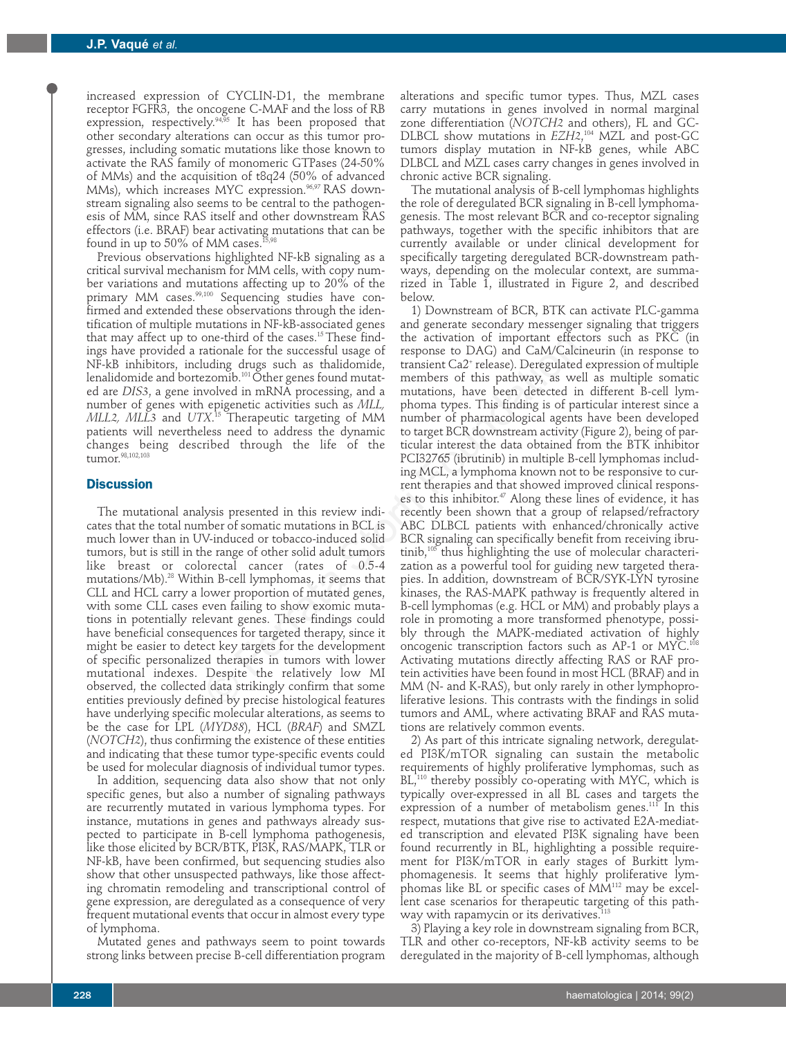increased expression of CYCLIN-D1, the membrane receptor FGFR3, the oncogene C-MAF and the loss of RB expression, respectively.[94,95] It has been proposed that other secondary alterations can occur as this tumor progresses, including somatic mutations like those known to activate the RAS family of monomeric GTPases (24-50% of MMs) and the acquisition of t8q24 (50% of advanced MMs), which increases MYC expression.[96,97] RAS downstream signaling also seems to be central to the pathogenesis of MM, since RAS itself and other downstream RAS effectors (i.e. BRAF) bear activating mutations that can be found in up to 50% of MM cases.[15,98]

Previous observations highlighted NF-kB signaling as a critical survival mechanism for MM cells, with copy number variations and mutations affecting up to 20% of the primary MM cases.[99,100] Sequencing studies have confirmed and extended these observations through the identification of multiple mutations in NF-kB-associated genes that may affect up to one-third of the cases.[15] These findings have provided a rationale for the successful usage of NF-kB inhibitors, including drugs such as thalidomide, lenalidomide and bortezomib.[101] Other genes found mutated are *DIS3*, a gene involved in mRNA processing, and a number of genes with epigenetic activities such as *MLL, MLL2, MLL3* and *UTX*.[15] Therapeutic targeting of MM patients will nevertheless need to address the dynamic changes being described through the life of the tumor.[98,102,103]

## Discussion

The mutational analysis presented in this review indicates that the total number of somatic mutations in BCL is much lower than in UV-induced or tobacco-induced solid tumors, but is still in the range of other solid adult tumors like breast or colorectal cancer (rates of 0.5-4 mutations/Mb).[28] Within B-cell lymphomas, it seems that CLL and HCL carry a lower proportion of mutated genes, with some CLL cases even failing to show exomic mutations in potentially relevant genes. These findings could have beneficial consequences for targeted therapy, since it might be easier to detect key targets for the development of specific personalized therapies in tumors with lower mutational indexes. Despite the relatively low MI observed, the collected data strikingly confirm that some entities previously defined by precise histological features have underlying specific molecular alterations, as seems to be the case for LPL (*MYD88*), HCL (*BRAF*) and SMZL (*NOTCH2*), thus confirming the existence of these entities and indicating that these tumor type-specific events could be used for molecular diagnosis of individual tumor types.

In addition, sequencing data also show that not only specific genes, but also a number of signaling pathways are recurrently mutated in various lymphoma types. For instance, mutations in genes and pathways already suspected to participate in B-cell lymphoma pathogenesis, like those elicited by BCR/BTK, PI3K, RAS/MAPK, TLR or NF-kB, have been confirmed, but sequencing studies also show that other unsuspected pathways, like those affecting chromatin remodeling and transcriptional control of gene expression, are deregulated as a consequence of very frequent mutational events that occur in almost every type of lymphoma.

Mutated genes and pathways seem to point towards strong links between precise B-cell differentiation program alterations and specific tumor types. Thus, MZL cases carry mutations in genes involved in normal marginal zone differentiation (*NOTCH2* and others), FL and GC-DLBCL show mutations in *EZH2*,[104] MZL and post-GC tumors display mutation in NF-kB genes, while ABC DLBCL and MZL cases carry changes in genes involved in chronic active BCR signaling.

The mutational analysis of B-cell lymphomas highlights the role of deregulated BCR signaling in B-cell lymphomagenesis. The most relevant BCR and co-receptor signaling pathways, together with the specific inhibitors that are currently available or under clinical development for specifically targeting deregulated BCR-downstream pathways, depending on the molecular context, are summarized in Table 1, illustrated in Figure 2, and described below.

1) Downstream of BCR, BTK can activate PLC-gamma and generate secondary messenger signaling that triggers the activation of important effectors such as PKC (in response to DAG) and CaM/Calcineurin (in response to transient Ca2+ release). Deregulated expression of multiple members of this pathway, as well as multiple somatic mutations, have been detected in different B-cell lymphoma types. This finding is of particular interest since a number of pharmacological agents have been developed to target BCR downstream activity (Figure 2), being of particular interest the data obtained from the BTK inhibitor PCI32765 (ibrutinib) in multiple B-cell lymphomas including MCL, a lymphoma known not to be responsive to current therapies and that showed improved clinical responses to this inhibitor.[47] Along these lines of evidence, it has recently been shown that a group of relapsed/refractory ABC DLBCL patients with enhanced/chronically active BCR signaling can specifically benefit from receiving ibrutinib,[105] thus highlighting the use of molecular characterization as a powerful tool for guiding new targeted therapies. In addition, downstream of BCR/SYK-LYN tyrosine kinases, the RAS-MAPK pathway is frequently altered in B-cell lymphomas (e.g. HCL or MM) and probably plays a role in promoting a more transformed phenotype, possibly through the MAPK-mediated activation of highly oncogenic transcription factors such as AP-1 or MYC.[108] Activating mutations directly affecting RAS or RAF protein activities have been found in most HCL (BRAF) and in MM (N- and K-RAS), but only rarely in other lymphoproliferative lesions. This contrasts with the findings in solid tumors and AML, where activating BRAF and RAS mutations are relatively common events.

2) As part of this intricate signaling network, deregulated PI3K/mTOR signaling can sustain the metabolic requirements of highly proliferative lymphomas, such as BL,[110] thereby possibly co-operating with MYC, which is typically over-expressed in all BL cases and targets the expression of a number of metabolism genes.[111] In this respect, mutations that give rise to activated E2A-mediated transcription and elevated PI3K signaling have been found recurrently in BL, highlighting a possible requirement for PI3K/mTOR in early stages of Burkitt lymphomagenesis. It seems that highly proliferative lymphomas like BL or specific cases of MM[112] may be excellent case scenarios for therapeutic targeting of this pathway with rapamycin or its derivatives.[113]

3) Playing a key role in downstream signaling from BCR, TLR and other co-receptors, NF-kB activity seems to be deregulated in the majority of B-cell lymphomas, although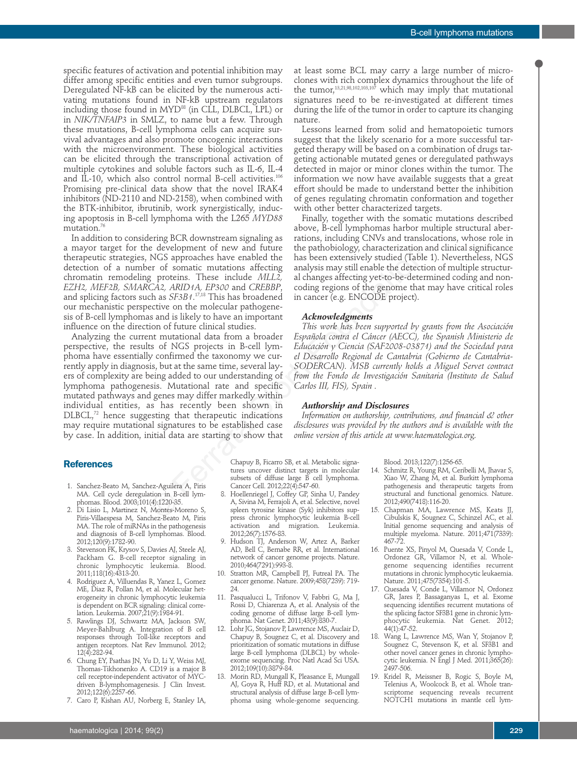specific features of activation and potential inhibition may differ among specific entities and even tumor subgroups. Deregulated NF-kB can be elicited by the numerous activating mutations found in NF-kB upstream regulators including those found in MYD[88] (in CLL, DLBCL, LPL) or in *NIK/TNFAIP3* in SMLZ, to name but a few. Through these mutations, B-cell lymphoma cells can acquire survival advantages and also promote oncogenic interactions with the microenvironment. These biological activities can be elicited through the transcriptional activation of multiple cytokines and soluble factors such as IL-6, IL-4 and IL-10, which also control normal B-cell activities.[106] Promising pre-clinical data show that the novel IRAK4 inhibitors (ND-2110 and ND-2158), when combined with the BTK-inhibitor, ibrutinib, work synergistically, inducing apoptosis in B-cell lymphoma with the L265 *MYD88* mutation.[76]

In addition to considering BCR downstream signaling as a mayor target for the development of new and future therapeutic strategies, NGS approaches have enabled the detection of a number of somatic mutations affecting chromatin remodeling proteins. These include *MLL2, EZH2, MEF2B, SMARCA2, ARID1A, EP300* and *CREBBP*, and splicing factors such as *SF3B1*.[17,18] This has broadened our mechanistic perspective on the molecular pathogenesis of B-cell lymphomas and is likely to have an important influence on the direction of future clinical studies.

Analyzing the current mutational data from a broader perspective, the results of NGS projects in B-cell lymphoma have essentially confirmed the taxonomy we currently apply in diagnosis, but at the same time, several layers of complexity are being added to our understanding of lymphoma pathogenesis. Mutational rate and specific mutated pathways and genes may differ markedly within individual entities, as has recently been shown in DLBCL,[72] hence suggesting that therapeutic indications may require mutational signatures to be established case by case. In addition, initial data are starting to show that at least some BCL may carry a large number of microclones with rich complex dynamics throughout the life of the tumor,[13,21,98,102,103,107] which may imply that mutational signatures need to be re-investigated at different times during the life of the tumor in order to capture its changing nature.

Lessons learned from solid and hematopoietic tumors suggest that the likely scenario for a more successful targeted therapy will be based on a combination of drugs targeting actionable mutated genes or deregulated pathways detected in major or minor clones within the tumor. The information we now have available suggests that a great effort should be made to understand better the inhibition of genes regulating chromatin conformation and together with other better characterized targets.

Finally, together with the somatic mutations described above, B-cell lymphomas harbor multiple structural aberrations, including CNVs and translocations, whose role in the pathobiology, characterization and clinical significance has been extensively studied (Table 1). Nevertheless, NGS analysis may still enable the detection of multiple structural changes affecting yet-to-be-determined coding and non-coding regions of the genome that may have critical roles in cancer (e.g. ENCODE project).

### Acknowledgments

*This work has been supported by grants from the Asociación Española contra el Cáncer (AECC), the Spanish Ministerio de Educación y Ciencia (SAF2008-03871) and the Sociedad para el Desarrollo Regional de Cantabria (Gobierno de Cantabria-SODERCAN). MSB currently holds a Miguel Servet contract from the Fondo de Investigación Sanitaria (Instituto de Salud Carlos III, FIS), Spain .*

### Authorship and Disclosures

*Information on authorship, contributions, and financial & other disclosures was provided by the authors and is available with the online version of this article at www.haematologica.org.*

## References

1. Sanchez-Beato M, Sanchez-Aguilera A, Piris MA. Cell cycle deregulation in B-cell lymphomas. Blood. 2003;101(4):1220-35.
2. Di Lisio L, Martinez N, Montes-Moreno S, Piris-Villaespesa M, Sanchez-Beato M, Piris MA. The role of miRNAs in the pathogenesis and diagnosis of B-cell lymphomas. Blood. 2012;120(9):1782-90.
3. Stevenson FK, Krysov S, Davies AJ, Steele AJ, Packham G. B-cell receptor signaling in chronic lymphocytic leukemia. Blood. 2011;118(16):4313-20.
4. Rodriguez A, Villuendas R, Yanez L, Gomez ME, Diaz R, Pollan M, et al. Molecular heterogeneity in chronic lymphocytic leukemia is dependent on BCR signaling: clinical correlation. Leukemia. 2007;21(9):1984-91.
5. Rawlings DJ, Schwartz MA, Jackson SW, Meyer-Bahlburg A. Integration of B cell responses through Toll-like receptors and antigen receptors. Nat Rev Immunol. 2012; 12(4):282-94.
6. Chung EY, Psathas JN, Yu D, Li Y, Weiss MJ, Thomas-Tikhonenko A. CD19 is a major B cell receptor-independent activator of MYC-driven B-lymphomagenesis. J Clin Invest. 2012;122(6):2257-66.
7. Caro P, Kishan AU, Norberg E, Stanley IA, Chapuy B, Ficarro SB, et al. Metabolic signatures uncover distinct targets in molecular subsets of diffuse large B cell lymphoma. Cancer Cell. 2012;22(4):547-60.
8. Hoellenriegel J, Coffey GP, Sinha U, Pandey A, Sivina M, Ferrajoli A, et al. Selective, novel spleen tyrosine kinase (Syk) inhibitors suppress chronic lymphocytic leukemia B-cell activation and migration. Leukemia. 2012;26(7):1576-83.
9. Hudson TJ, Anderson W, Artez A, Barker AD, Bell C, Bernabe RR, et al. International network of cancer genome projects. Nature. 2010;464(7291):993-8.
10. Stratton MR, Campbell PJ, Futreal PA. The cancer genome. Nature. 2009;458(7239): 719-24.
11. Pasqualucci L, Trifonov V, Fabbri G, Ma J, Rossi D, Chiarenza A, et al. Analysis of the coding genome of diffuse large B-cell lymphoma. Nat Genet. 2011;43(9):830-7.
12. Lohr JG, Stojanov P, Lawrence MS, Auclair D, Chapuy B, Sougnez C, et al. Discovery and prioritization of somatic mutations in diffuse large B-cell lymphoma (DLBCL) by whole-exome sequencing. Proc Natl Acad Sci USA. 2012;109(10):3879-84.
13. Morin RD, Mungall K, Pleasance E, Mungall AJ, Goya R, Huff RD, et al. Mutational and structural analysis of diffuse large B-cell lymphoma using whole-genome sequencing. Blood. 2013;122(7):1256-65.
14. Schmitz R, Young RM, Ceribelli M, Jhavar S, Xiao W, Zhang M, et al. Burkitt lymphoma pathogenesis and therapeutic targets from structural and functional genomics. Nature. 2012;490(7418):116-20.
15. Chapman MA, Lawrence MS, Keats JJ, Cibulskis K, Sougnez C, Schinzel AC, et al. Initial genome sequencing and analysis of multiple myeloma. Nature. 2011;471(7339): 467-72.
16. Puente XS, Pinyol M, Quesada V, Conde L, Ordonez GR, Villamor N, et al. Whole-genome sequencing identifies recurrent mutations in chronic lymphocytic leukaemia. Nature. 2011;475(7354):101-5.
17. Quesada V, Conde L, Villamor N, Ordonez GR, Jares P, Bassaganyas L, et al. Exome sequencing identifies recurrent mutations of the splicing factor SF3B1 gene in chronic lymphocytic leukemia. Nat Genet. 2012; 44(1):47-52.
18. Wang L, Lawrence MS, Wan Y, Stojanov P, Sougnez C, Stevenson K, et al. SF3B1 and other novel cancer genes in chronic lymphocytic leukemia. N Engl J Med. 2011;365(26): 2497-506.
19. Kridel R, Meissner B, Rogic S, Boyle M, Telenius A, Woolcock B, et al. Whole transcriptome sequencing reveals recurrent NOTCH1 mutations in mantle cell lym-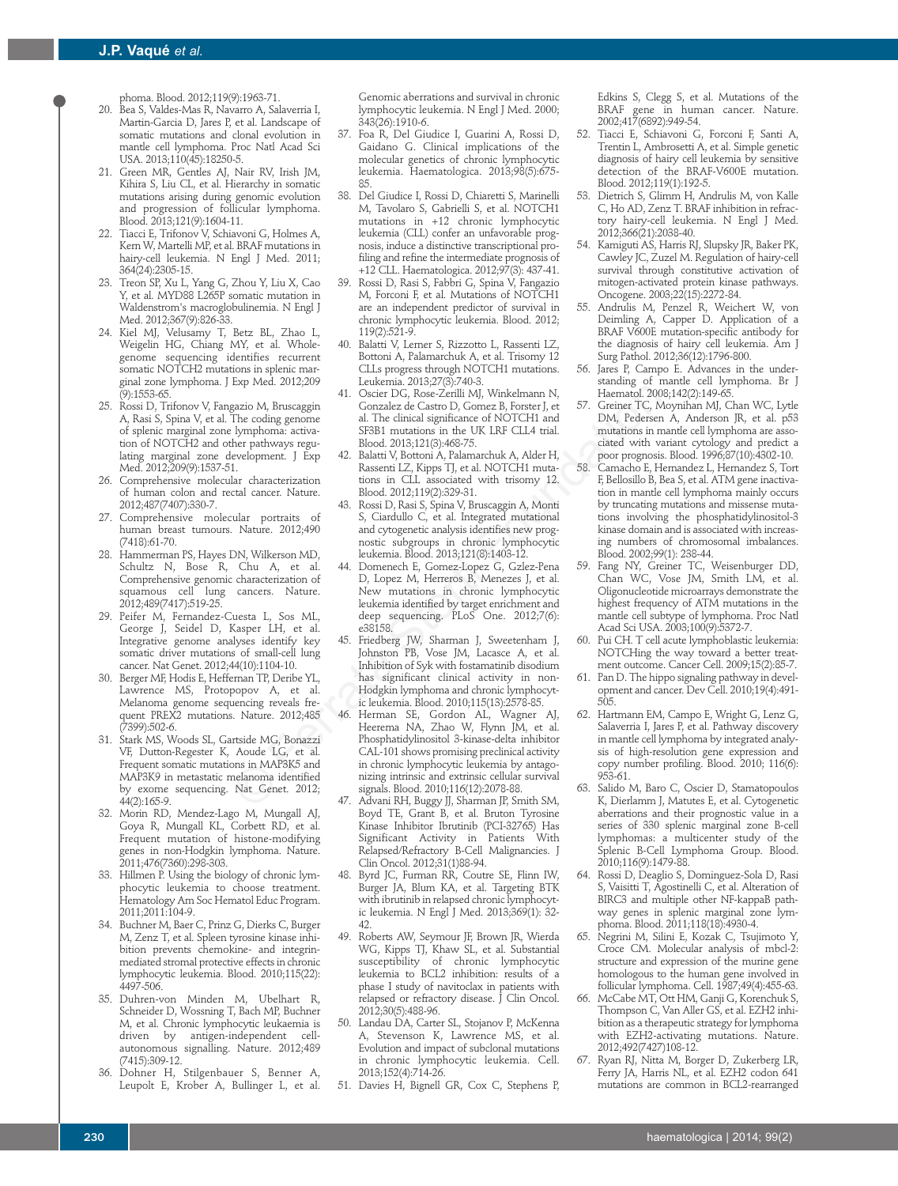phoma. Blood. 2012;119(9):1963-71.

20. Bea S, Valdes-Mas R, Navarro A, Salaverria I, Martin-Garcia D, Jares P, et al. Landscape of somatic mutations and clonal evolution in mantle cell lymphoma. Proc Natl Acad Sci USA. 2013;110(45):18250-5.
21. Green MR, Gentles AJ, Nair RV, Irish JM, Kihira S, Liu CL, et al. Hierarchy in somatic mutations arising during genomic evolution and progression of follicular lymphoma. Blood. 2013;121(9):1604-11.
22. Tiacci E, Trifonov V, Schiavoni G, Holmes A, Kern W, Martelli MP, et al. BRAF mutations in hairy-cell leukemia. N Engl J Med. 2011; 364(24):2305-15.
23. Treon SP, Xu L, Yang G, Zhou Y, Liu X, Cao Y, et al. MYD88 L265P somatic mutation in Waldenstrom's macroglobulinemia. N Engl J Med. 2012;367(9):826-33.
24. Kiel MJ, Velusamy T, Betz BL, Zhao L, Weigelin HG, Chiang MY, et al. Whole-genome sequencing identifies recurrent somatic NOTCH2 mutations in splenic marginal zone lymphoma. J Exp Med. 2012;209 (9):1553-65.
25. Rossi D, Trifonov V, Fangazio M, Bruscaggin A, Rasi S, Spina V, et al. The coding genome of splenic marginal zone lymphoma: activation of NOTCH2 and other pathways regulating marginal zone development. J Exp Med. 2012;209(9):1537-51.
26. Comprehensive molecular characterization of human colon and rectal cancer. Nature. 2012;487(7407):330-7.
27. Comprehensive molecular portraits of human breast tumours. Nature. 2012;490 (7418):61-70.
28. Hammerman PS, Hayes DN, Wilkerson MD, Schultz N, Bose R, Chu A, et al. Comprehensive genomic characterization of squamous cell lung cancers. Nature. 2012;489(7417):519-25.
29. Peifer M, Fernandez-Cuesta L, Sos ML, George J, Seidel D, Kasper LH, et al. Integrative genome analyses identify key somatic driver mutations of small-cell lung cancer. Nat Genet. 2012;44(10):1104-10.
30. Berger MF, Hodis E, Heffernan TP, Deribe YL, Lawrence MS, Protopopov A, et al. Melanoma genome sequencing reveals frequent PREX2 mutations. Nature. 2012;485 (7399):502-6.
31. Stark MS, Woods SL, Gartside MG, Bonazzi VF, Dutton-Regester K, Aoude LG, et al. Frequent somatic mutations in MAP3K5 and MAP3K9 in metastatic melanoma identified by exome sequencing. Nat Genet. 2012; 44(2):165-9.
32. Morin RD, Mendez-Lago M, Mungall AJ, Goya R, Mungall KL, Corbett RD, et al. Frequent mutation of histone-modifying genes in non-Hodgkin lymphoma. Nature. 2011;476(7360):298-303.
33. Hillmen P. Using the biology of chronic lymphocytic leukemia to choose treatment. Hematology Am Soc Hematol Educ Program. 2011;2011:104-9.
34. Buchner M, Baer C, Prinz G, Dierks C, Burger M, Zenz T, et al. Spleen tyrosine kinase inhibition prevents chemokine- and integrin-mediated stromal protective effects in chronic lymphocytic leukemia. Blood. 2010;115(22): 4497-506.
35. Duhren-von Minden M, Ubelhart R, Schneider D, Wossning T, Bach MP, Buchner M, et al. Chronic lymphocytic leukaemia is driven by antigen-independent cell-autonomous signalling. Nature. 2012;489 (7415):309-12.
36. Dohner H, Stilgenbauer S, Benner A, Leupolt E, Krober A, Bullinger L, et al. Genomic aberrations and survival in chronic lymphocytic leukemia. N Engl J Med. 2000; 343(26):1910-6.
37. Foa R, Del Giudice I, Guarini A, Rossi D, Gaidano G. Clinical implications of the molecular genetics of chronic lymphocytic leukemia. Haematologica. 2013;98(5):675-85.
38. Del Giudice I, Rossi D, Chiaretti S, Marinelli M, Tavolaro S, Gabrielli S, et al. NOTCH1 mutations in +12 chronic lymphocytic leukemia (CLL) confer an unfavorable prognosis, induce a distinctive transcriptional profiling and refine the intermediate prognosis of +12 CLL. Haematologica. 2012;97(3): 437-41.
39. Rossi D, Rasi S, Fabbri G, Spina V, Fangazio M, Forconi F, et al. Mutations of NOTCH1 are an independent predictor of survival in chronic lymphocytic leukemia. Blood. 2012; 119(2):521-9.
40. Balatti V, Lerner S, Rizzotto L, Rassenti LZ, Bottoni A, Palamarchuk A, et al. Trisomy 12 CLLs progress through NOTCH1 mutations. Leukemia. 2013;27(3):740-3.
41. Oscier DG, Rose-Zerilli MJ, Winkelmann N, Gonzalez de Castro D, Gomez B, Forster J, et al. The clinical significance of NOTCH1 and SF3B1 mutations in the UK LRF CLL4 trial. Blood. 2013;121(3):468-75.
42. Balatti V, Bottoni A, Palamarchuk A, Alder H, Rassenti LZ, Kipps TJ, et al. NOTCH1 mutations in CLL associated with trisomy 12. Blood. 2012;119(2):329-31.
43. Rossi D, Rasi S, Spina V, Bruscaggin A, Monti S, Ciardullo C, et al. Integrated mutational and cytogenetic analysis identifies new prognostic subgroups in chronic lymphocytic leukemia. Blood. 2013;121(8):1403-12.
44. Domenech E, Gomez-Lopez G, Gzlez-Pena D, Lopez M, Herreros B, Menezes J, et al. New mutations in chronic lymphocytic leukemia identified by target enrichment and deep sequencing. PLoS One. 2012;7(6): e38158.
45. Friedberg JW, Sharman J, Sweetenham J, Johnston PB, Vose JM, Lacasce A, et al. Inhibition of Syk with fostamatinib disodium has significant clinical activity in non-Hodgkin lymphoma and chronic lymphocytic leukemia. Blood. 2010;115(13):2578-85.
46. Herman SE, Gordon AL, Wagner AJ, Heerema NA, Zhao W, Flynn JM, et al. Phosphatidylinositol 3-kinase-delta inhibitor CAL-101 shows promising preclinical activity in chronic lymphocytic leukemia by antagonizing intrinsic and extrinsic cellular survival signals. Blood. 2010;116(12):2078-88.
47. Advani RH, Buggy JJ, Sharman JP, Smith SM, Boyd TE, Grant B, et al. Bruton Tyrosine Kinase Inhibitor Ibrutinib (PCI-32765) Has Significant Activity in Patients With Relapsed/Refractory B-Cell Malignancies. J Clin Oncol. 2012;31(1)88-94.
48. Byrd JC, Furman RR, Coutre SE, Flinn IW, Burger JA, Blum KA, et al. Targeting BTK with ibrutinib in relapsed chronic lymphocytic leukemia. N Engl J Med. 2013;369(1): 32-42.
49. Roberts AW, Seymour JF, Brown JR, Wierda WG, Kipps TJ, Khaw SL, et al. Substantial susceptibility of chronic lymphocytic leukemia to BCL2 inhibition: results of a phase I study of navitoclax in patients with relapsed or refractory disease. J Clin Oncol. 2012;30(5):488-96.
50. Landau DA, Carter SL, Stojanov P, McKenna A, Stevenson K, Lawrence MS, et al. Evolution and impact of subclonal mutations in chronic lymphocytic leukemia. Cell. 2013;152(4):714-26.
51. Davies H, Bignell GR, Cox C, Stephens P, Edkins S, Clegg S, et al. Mutations of the BRAF gene in human cancer. Nature. 2002;417(6892):949-54.
52. Tiacci E, Schiavoni G, Forconi F, Santi A, Trentin L, Ambrosetti A, et al. Simple genetic diagnosis of hairy cell leukemia by sensitive detection of the BRAF-V600E mutation. Blood. 2012;119(1):192-5.
53. Dietrich S, Glimm H, Andrulis M, von Kalle C, Ho AD, Zenz T. BRAF inhibition in refractory hairy-cell leukemia. N Engl J Med. 2012;366(21):2038-40.
54. Kamiguti AS, Harris RJ, Slupsky JR, Baker PK, Cawley JC, Zuzel M. Regulation of hairy-cell survival through constitutive activation of mitogen-activated protein kinase pathways. Oncogene. 2003;22(15):2272-84.
55. Andrulis M, Penzel R, Weichert W, von Deimling A, Capper D. Application of a BRAF V600E mutation-specific antibody for the diagnosis of hairy cell leukemia. Am J Surg Pathol. 2012;36(12):1796-800.
56. Jares P, Campo E. Advances in the understanding of mantle cell lymphoma. Br J Haematol. 2008;142(2):149-65.
57. Greiner TC, Moynihan MJ, Chan WC, Lytle DM, Pedersen A, Anderson JR, et al. p53 mutations in mantle cell lymphoma are associated with variant cytology and predict a poor prognosis. Blood. 1996;87(10):4302-10.
58. Camacho E, Hernandez L, Hernandez S, Tort F, Bellosillo B, Bea S, et al. ATM gene inactivation in mantle cell lymphoma mainly occurs by truncating mutations and missense mutations involving the phosphatidylinositol-3 kinase domain and is associated with increasing numbers of chromosomal imbalances. Blood. 2002;99(1): 238-44.
59. Fang NY, Greiner TC, Weisenburger DD, Chan WC, Vose JM, Smith LM, et al. Oligonucleotide microarrays demonstrate the highest frequency of ATM mutations in the mantle cell subtype of lymphoma. Proc Natl Acad Sci USA. 2003;100(9):5372-7.
60. Pui CH. T cell acute lymphoblastic leukemia: NOTCHing the way toward a better treatment outcome. Cancer Cell. 2009;15(2):85-7.
61. Pan D. The hippo signaling pathway in development and cancer. Dev Cell. 2010;19(4):491-505.
62. Hartmann EM, Campo E, Wright G, Lenz G, Salaverria I, Jares P, et al. Pathway discovery in mantle cell lymphoma by integrated analysis of high-resolution gene expression and copy number profiling. Blood. 2010; 116(6): 953-61.
63. Salido M, Baro C, Oscier D, Stamatopoulos K, Dierlamm J, Matutes E, et al. Cytogenetic aberrations and their prognostic value in a series of 330 splenic marginal zone B-cell lymphomas: a multicenter study of the Splenic B-Cell Lymphoma Group. Blood. 2010;116(9):1479-88.
64. Rossi D, Deaglio S, Dominguez-Sola D, Rasi S, Vaisitti T, Agostinelli C, et al. Alteration of BIRC3 and multiple other NF-kappaB pathway genes in splenic marginal zone lymphoma. Blood. 2011;118(18):4930-4.
65. Negrini M, Silini E, Kozak C, Tsujimoto Y, Croce CM. Molecular analysis of mbcl-2: structure and expression of the murine gene homologous to the human gene involved in follicular lymphoma. Cell. 1987;49(4):455-63.
66. McCabe MT, Ott HM, Ganji G, Korenchuk S, Thompson C, Van Aller GS, et al. EZH2 inhibition as a therapeutic strategy for lymphoma with EZH2-activating mutations. Nature. 2012;492(7427)108-12.
67. Ryan RJ, Nitta M, Borger D, Zukerberg LR, Ferry JA, Harris NL, et al. EZH2 codon 641 mutations are common in BCL2-rearranged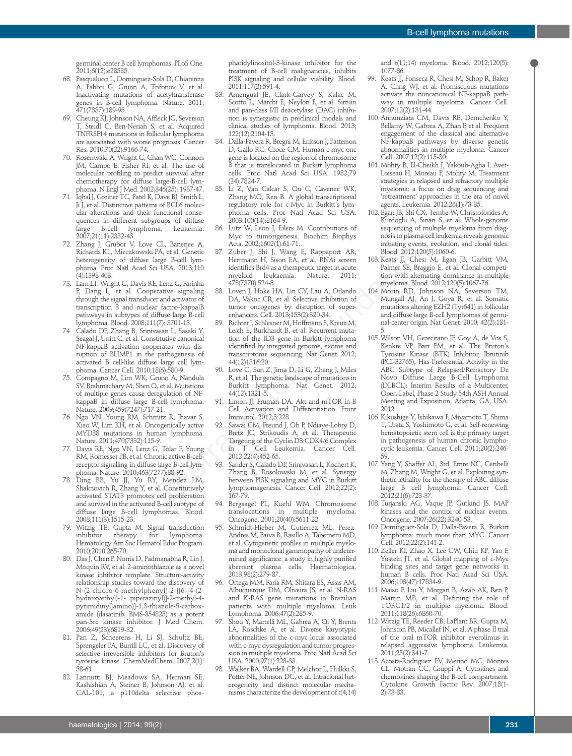germinal center B cell lymphomas. PLoS One. 2011;6(12):e28585.

68. Pasqualucci L, Dominguez-Sola D, Chiarenza A, Fabbri G, Grunn A, Trifonov V, et al. Inactivating mutations of acetyltransferase genes in B-cell lymphoma. Nature. 2011; 471(7337):189-95.
69. Cheung KJ, Johnson NA, Affleck JG, Severson T, Steidl C, Ben-Neriah S, et al. Acquired TNFRSF14 mutations in follicular lymphoma are associated with worse prognosis. Cancer Res. 2010;70(22):9166-74.
70. Rosenwald A, Wright G, Chan WC, Connors JM, Campo E, Fisher RI, et al. The use of molecular profiling to predict survival after chemotherapy for diffuse large-B-cell lymphoma. N Engl J Med. 2002;346(25): 1937-47.
71. Iqbal J, Greiner TC, Patel K, Dave BJ, Smith L, Ji J, et al. Distinctive patterns of BCL6 molecular alterations and their functional consequences in different subgroups of diffuse large B-cell lymphoma. Leukemia. 2007;21(11):2332-43.
72. Zhang J, Grubor V, Love CL, Banerjee A, Richards KL, Mieczkowski PA, et al. Genetic heterogeneity of diffuse large B-cell lymphoma. Proc Natl Acad Sci USA. 2013;110 (4):1398-403.
73. Lam LT, Wright G, Davis RE, Lenz G, Farinha P, Dang L, et al. Cooperative signaling through the signal transducer and activator of transcription 3 and nuclear factor-{kappa}B pathways in subtypes of diffuse large B-cell lymphoma. Blood. 2008;111(7): 3701-13.
74. Calado DP, Zhang B, Srinivasan L, Sasaki Y, Seagal J, Unitt C, et al. Constitutive canonical NF-kappaB activation cooperates with disruption of BLIMP1 in the pathogenesis of activated B cell-like diffuse large cell lymphoma. Cancer Cell. 2010;18(6):580-9.
75. Compagno M, Lim WK, Grunn A, Nandula SV, Brahmachary M, Shen Q, et al. Mutations of multiple genes cause deregulation of NF-kappaB in diffuse large B-cell lymphoma. Nature. 2009;459(7247):717-21.
76. Ngo VN, Young RM, Schmitz R, Jhavar S, Xiao W, Lim KH, et al. Oncogenically active MYD88 mutations in human lymphoma. Nature. 2011;470(7332):115-9.
77. Davis RE, Ngo VN, Lenz G, Tolar P, Young RM, Romesser PB, et al. Chronic active B-cell-receptor signalling in diffuse large B-cell lymphoma. Nature. 2010;463(7277):88-92.
78. Ding BB, Yu JJ, Yu RY, Mendez LM, Shaknovich R, Zhang Y, et al. Constitutively activated STAT3 promotes cell proliferation and survival in the activated B-cell subtype of diffuse large B-cell lymphomas. Blood. 2008;111(3):1515-23.
79. Witzig TE, Gupta M. Signal transduction inhibitor therapy for lymphoma. Hematology Am Soc Hematol Educ Program. 2010;2010:265-70.
80. Das J, Chen P, Norris D, Padmanabha R, Lin J, Moquin RV, et al. 2-aminothiazole as a novel kinase inhibitor template. Structure-activity relationship studies toward the discovery of N-(2-chloro-6-methylphenyl)-2-[[6-[4-(2-hydroxyethyl)-1- piperazinyl)]-2-methyl-4-pyrimidinyl]amino)]-1,3-thiazole-5-carboxamide (dasatinib, BMS-354825) as a potent pan-Src kinase inhibitor. J Med Chem. 2006;49(23):6819-32.
81. Pan Z, Scheerens H, Li SJ, Schultz BE, Sprengeler PA, Burrill LC, et al. Discovery of selective irreversible inhibitors for Bruton's tyrosine kinase. ChemMedChem. 2007;2(1): 58-61.
82. Lannutti BJ, Meadows SA, Herman SE, Kashishian A, Steiner B, Johnson AJ, et al. CAL-101, a p110delta selective phosphatidylinositol-3-kinase inhibitor for the treatment of B-cell malignancies, inhibits PI3K signaling and cellular viability. Blood. 2011;117(2):591-4.
83. Amengual JE, Clark-Garvey S, Kalac M, Scotto L, Marchi E, Neylon E, et al. Sirtuin and pan-class I/II deacetylase (DAC) inhibition is synergistic in preclinical models and clinical studies of lymphoma. Blood. 2013; 122(12):2104-13.
84. Dalla-Favera R, Bregni M, Erikson J, Patterson D, Gallo RC, Croce CM. Human c-myc onc gene is located on the region of chromosome 8 that is translocated in Burkitt lymphoma cells. Proc Natl Acad Sci USA. 1982;79 (24):7824-7.
85. Li Z, Van Calcar S, Qu C, Cavenee WK, Zhang MQ, Ren B. A global transcriptional regulatory role for c-Myc in Burkitt's lymphoma cells. Proc Natl Acad Sci USA. 2003;100(14):8164-9.
86. Lutz W, Leon J, Eilers M. Contributions of Myc to tumorigenesis. Biochim Biophys Acta. 2002;1602(1):61-71.
87. Zuber J, Shi J, Wang E, Rappaport AR, Herrmann H, Sison EA, et al. RNAi screen identifies Brd4 as a therapeutic target in acute myeloid leukaemia. Nature. 2011; 478(7370):524-8.
88. Loven J, Hoke HA, Lin CY, Lau A, Orlando DA, Vakoc CR, et al. Selective inhibition of tumor oncogenes by disruption of super-enhancers. Cell. 2013;153(2):320-34.
89. Richter J, Schlesner M, Hoffmann S, Kreuz M, Leich E, Burkhardt B, et al. Recurrent mutation of the ID3 gene in Burkitt lymphoma identified by integrated genome, exome and transcriptome sequencing. Nat Genet. 2012; 44(12)1316:20.
90. Love C, Sun Z, Jima D, Li G, Zhang J, Miles R, et al. The genetic landscape of mutations in Burkitt lymphoma. Nat Genet. 2012; 44(12):1321-5.
91. Limon JJ, Fruman DA. Akt and mTOR in B Cell Activation and Differentiation. Front Immunol. 2012;3:228.
92. Sawai CM, Freund J, Oh P, Ndiaye-Lobry D, Bretz JC, Strikoudis A, et al. Therapeutic Targeting of the Cyclin D3:CDK4/6 Complex in T Cell Leukemia. Cancer Cell. 2012;22(4):452-65.
93. Sander S, Calado DP, Srinivasan L, Kochert K, Zhang B, Rosolowski M, et al. Synergy between PI3K signaling and MYC in Burkitt lymphomagenesis. Cancer Cell. 2012;22(2): 167-79.
94. Bergsagel PL, Kuehl WM. Chromosome translocations in multiple myeloma. Oncogene. 2001;20(40):5611-22.
95. Schmidt-Hieber M, Gutierrez ML, Perez-Andres M, Paiva B, Rasillo A, Tabernero MD, et al. Cytogenetic profiles in multiple myeloma and monoclonal gammopathy of undetermined significance: a study in highly purified aberrant plasma cells. Haematologica. 2013;98(2):279-87.
96. Ortega MM, Faria RM, Shitara ES, Assis AM, Albuquerque DM, Oliveira JS, et al. N-RAS and K-RAS gene mutations in Brazilian patients with multiple myeloma. Leuk Lymphoma. 2006;47(2):285-9.
97. Shou Y, Martelli ML, Gabrea A, Qi Y, Brents LA, Roschke A, et al. Diverse karyotypic abnormalities of the c-myc locus associated with c-myc dysregulation and tumor progression in multiple myeloma. Proc Natl Acad Sci USA. 2000;97(1):228-33.
98. Walker BA, Wardell CP, Melchor L, Hulkki S, Potter NE, Johnson DC, et al. Intraclonal heterogeneity and distinct molecular mechanisms characterize the development of t(4;14) and t(11;14) myeloma. Blood. 2012;120(5): 1077-86.
99. Keats JJ, Fonseca R, Chesi M, Schop R, Baker A, Chng WJ, et al. Promiscuous mutations activate the noncanonical NF-kappaB pathway in multiple myeloma. Cancer Cell. 2007;12(2):131-44.
100. Annunziata CM, Davis RE, Demchenko Y, Bellamy W, Gabrea A, Zhan F, et al. Frequent engagement of the classical and alternative NF-kappaB pathways by diverse genetic abnormalities in multiple myeloma. Cancer Cell. 2007;12(2):115-30.
101. Mohty B, El-Cheikh J, Yakoub-Agha I, Avet-Loiseau H, Moreau P, Mohty M. Treatment strategies in relapsed and refractory multiple myeloma: a focus on drug sequencing and 'retreatment' approaches in the era of novel agents. Leukemia. 2012;26(1):73-85.
102. Egan JB, Shi CX, Tembe W, Christoforides A, Kurdoglu A, Sinari S, et al. Whole-genome sequencing of multiple myeloma from diagnosis to plasma cell leukemia reveals genomic initiating events, evolution, and clonal tides. Blood. 2012;120(5):1060-6.
103. Keats JJ, Chesi M, Egan JB, Garbitt VM, Palmer SE, Braggio E, et al. Clonal competition with alternating dominance in multiple myeloma. Blood. 2012;120(5):1067-76.
104. Morin RD, Johnson NA, Severson TM, Mungall AJ, An J, Goya R, et al. Somatic mutations altering EZH2 (Tyr641) in follicular and diffuse large B-cell lymphomas of germinal-center origin. Nat Genet. 2010; 42(2):181-5.
105. Wilson VH, Gerecitano JF, Goy A, de Vos S, Kenkre VP, Barr PM, et al. The Bruton's Tyrosine Kinase (BTK) Inhibitor, Ibrutinib (PCI-32765), Has Preferential Activity in the ABC Subtype of Relapsed/Refractory De Novo Diffuse Large B-Cell Lymphoma (DLBCL): Interim Results of a Multicenter, Open-Label, Phase 2 Study 54th ASH Annual Meeting and Exposition, Atlanta, GA, USA. 2012.
106. Kikushige Y, Ishikawa F, Miyamoto T, Shima T, Urata S, Yoshimoto G, et al. Self-renewing hematopoietic stem cell is the primary target in pathogenesis of human chronic lymphocytic leukemia. Cancer Cell. 2011;20(2):246-59.
107. Yang Y, Shaffer AL, 3rd, Emre NC, Ceribelli M, Zhang M, Wright G, et al. Exploiting synthetic lethality for the therapy of ABC diffuse large B cell lymphoma. Cancer Cell. 2012;21(6):723-37.
108. Turjanski AG, Vaque JP, Gutkind JS. MAP kinases and the control of nuclear events. Oncogene. 2007;26(22):3240-53.
109. Dominguez-Sola D, Dalla-Favera R. Burkitt lymphoma: much more than MYC. Cancer Cell. 2012;22(2):141-2.
110. Zeller KI, Zhao X, Lee CW, Chiu KP, Yao F, Yustein JT, et al. Global mapping of c-Myc binding sites and target gene networks in human B cells. Proc Natl Acad Sci USA. 2006;103(47):17834-9.
111. Maiso P, Liu Y, Morgan B, Azab AK, Ren P, Martin MB, et al. Defining the role of TORC1/2 in multiple myeloma. Blood. 2011;118(26):6860-70.
112. Witzig TE, Reeder CB, LaPlant BR, Gupta M, Johnston PB, Micallef IN, et al. A phase II trial of the oral mTOR inhibitor everolimus in relapsed aggressive lymphoma. Leukemia. 2011;25(2):341-7.
113. Acosta-Rodriguez EV, Merino MC, Montes CL, Motran CC, Gruppi A. Cytokines and chemokines shaping the B-cell compartment. Cytokine Growth Factor Rev. 2007;18(1-2):73-83.